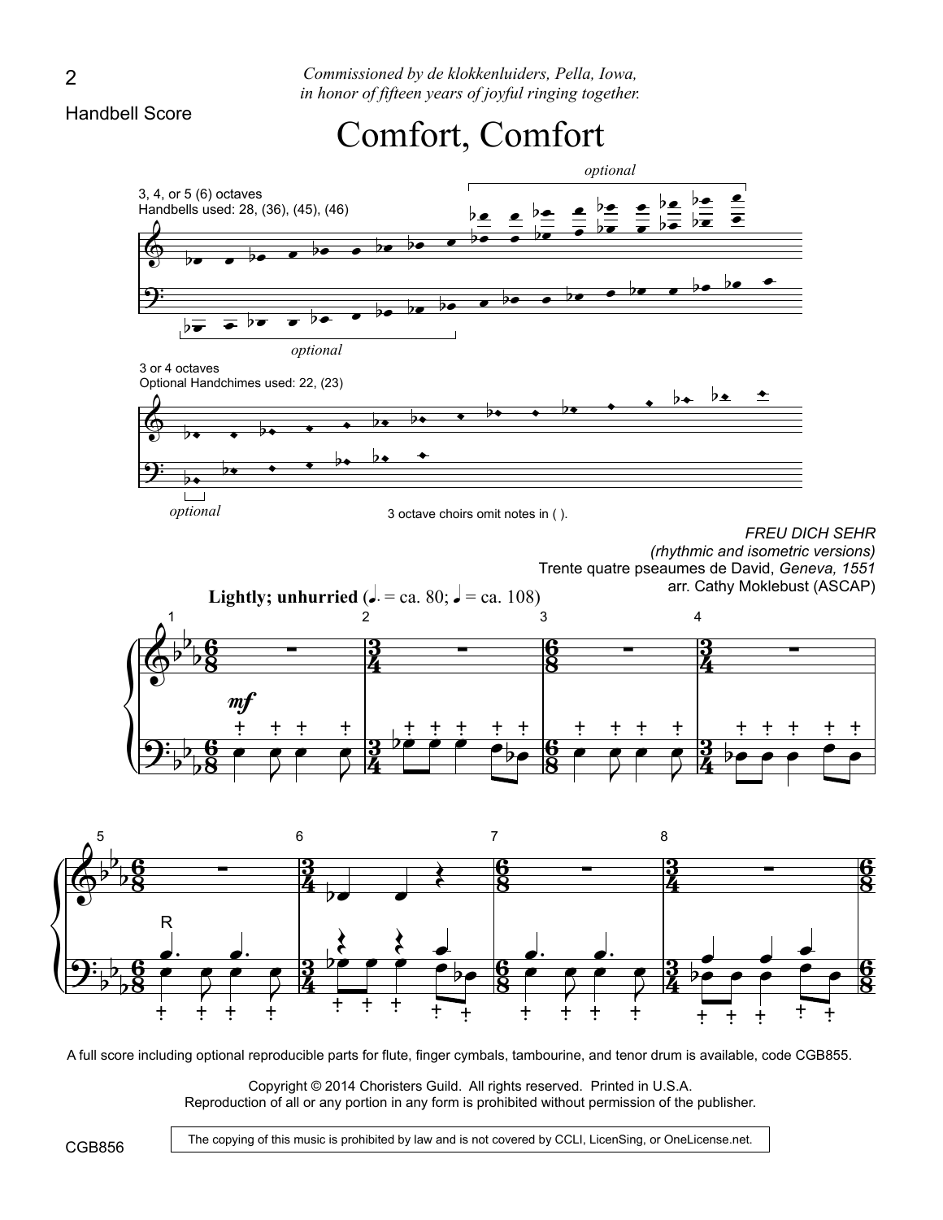*Commissioned by de klokkenluiders, Pella, Iowa,*
*in honor of fifteen years of joyful ringing together.*

# Comfort, Comfort

3, 4, or 5 (6) octaves
Handbells used: 28, (36), (45), (46)

*optional*

*optional*

3 or 4 octaves
Optional Handchimes used: 22, (23)

*optional*

3 octave choirs omit notes in ( ).

*FREU DICH SEHR*
*(rhythmic and isometric versions)*
Trente quatre pseaumes de David, *Geneva, 1551*
arr. Cathy Moklebust (ASCAP)

**Lightly; unhurried** (♩. = ca. 80; ♩ = ca. 108)

A full score including optional reproducible parts for flute, finger cymbals, tambourine, and tenor drum is available, code CGB855.

Copyright © 2014 Choristers Guild. All rights reserved. Printed in U.S.A.
Reproduction of all or any portion in any form is prohibited without permission of the publisher.

CGB856

The copying of this music is prohibited by law and is not covered by CCLI, LicenSing, or OneLicense.net.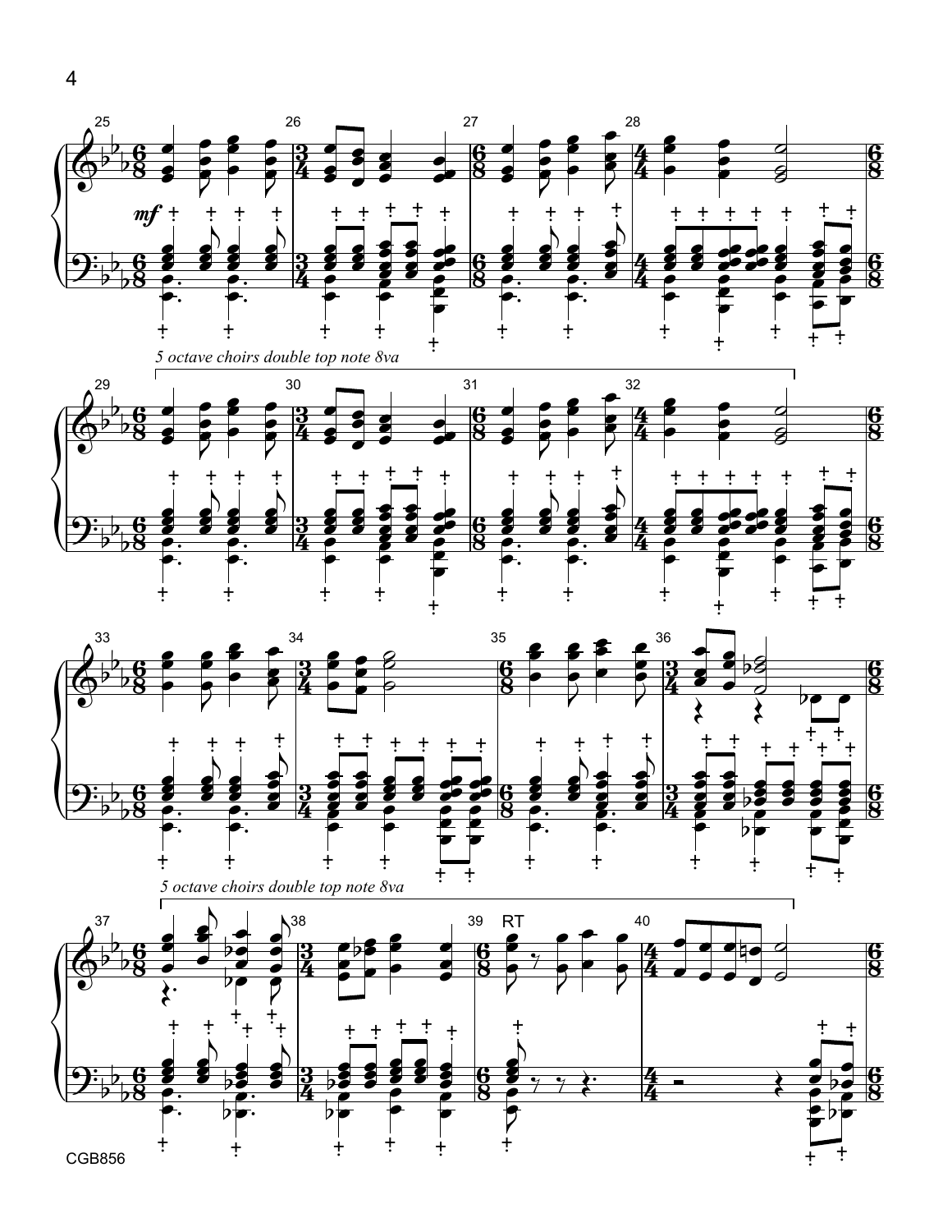*5 octave choirs double top note 8va*

*5 octave choirs double top note 8va*

RT